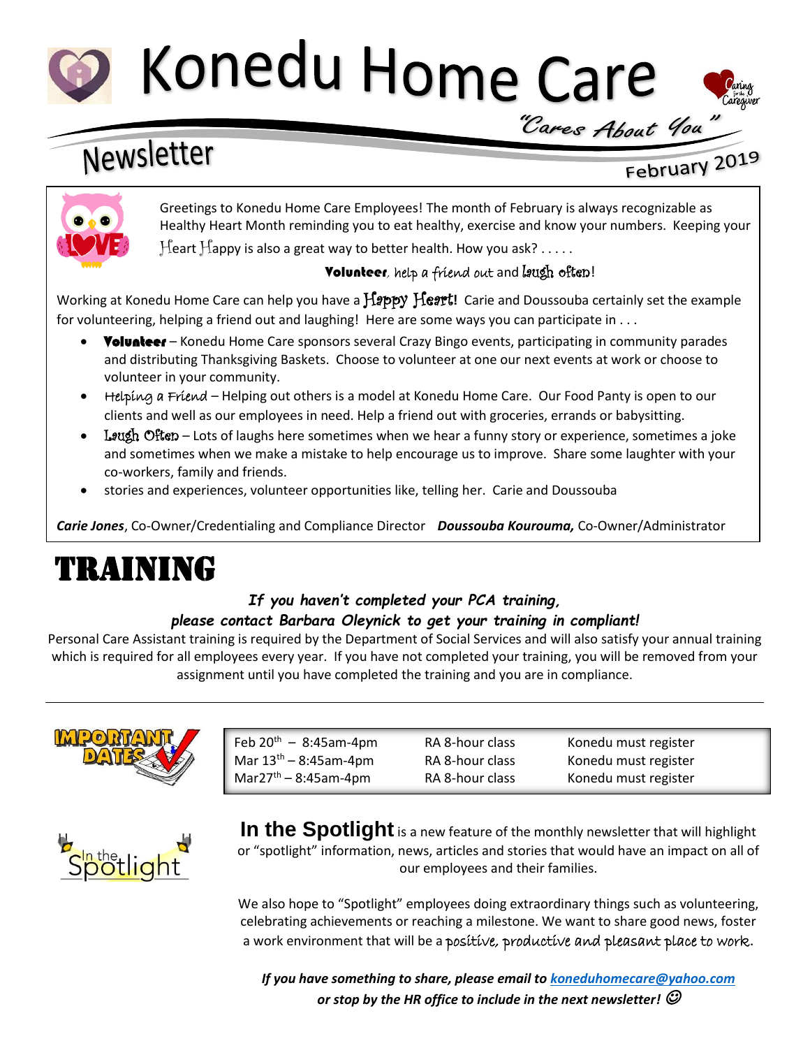# Konedu Home Care

*"Cares About You"*

## Newsletter

February 2019

Greetings to Konedu Home Care Employees! The month of February is always recognizable as Healthy Heart Month reminding you to eat healthy, exercise and know your numbers. Keeping your Heart Happy is also a great way to better health. How you ask? . . . . .

**Volunteer**, help a friend out and laugh often!

Working at Konedu Home Care can help you have a **Happy Heart!** Carie and Doussouba certainly set the example for volunteering, helping a friend out and laughing! Here are some ways you can participate in . . .

- **Volunteer** – Konedu Home Care sponsors several Crazy Bingo events, participating in community parades and distributing Thanksgiving Baskets. Choose to volunteer at one our next events at work or choose to volunteer in your community.
- Helping a Friend – Helping out others is a model at Konedu Home Care. Our Food Panty is open to our clients and well as our employees in need. Help a friend out with groceries, errands or babysitting.
- Laugh Often – Lots of laughs here sometimes when we hear a funny story or experience, sometimes a joke and sometimes when we make a mistake to help encourage us to improve. Share some laughter with your co-workers, family and friends.
- stories and experiences, volunteer opportunities like, telling her. Carie and Doussouba

***Carie Jones***, Co-Owner/Credentialing and Compliance Director ***Doussouba Kourouma,*** Co-Owner/Administrator

# TRAINING

***If you haven't completed your PCA training, please contact Barbara Oleynick to get your training in compliant!***

Personal Care Assistant training is required by the Department of Social Services and will also satisfy your annual training which is required for all employees every year. If you have not completed your training, you will be removed from your assignment until you have completed the training and you are in compliance.

---

**IMPORTANT DATES**

| Date | Class | Note |
| --- | --- | --- |
| Feb 20th – 8:45am-4pm | RA 8-hour class | Konedu must register |
| Mar 13th – 8:45am-4pm | RA 8-hour class | Konedu must register |
| Mar27th – 8:45am-4pm | RA 8-hour class | Konedu must register |

**In the Spotlight** is a new feature of the monthly newsletter that will highlight or "spotlight" information, news, articles and stories that would have an impact on all of our employees and their families.

We also hope to "Spotlight" employees doing extraordinary things such as volunteering, celebrating achievements or reaching a milestone. We want to share good news, foster a work environment that will be a positive, productive and pleasant place to work.

***If you have something to share, please email to koneduhomecare@yahoo.com or stop by the HR office to include in the next newsletter!*** ☺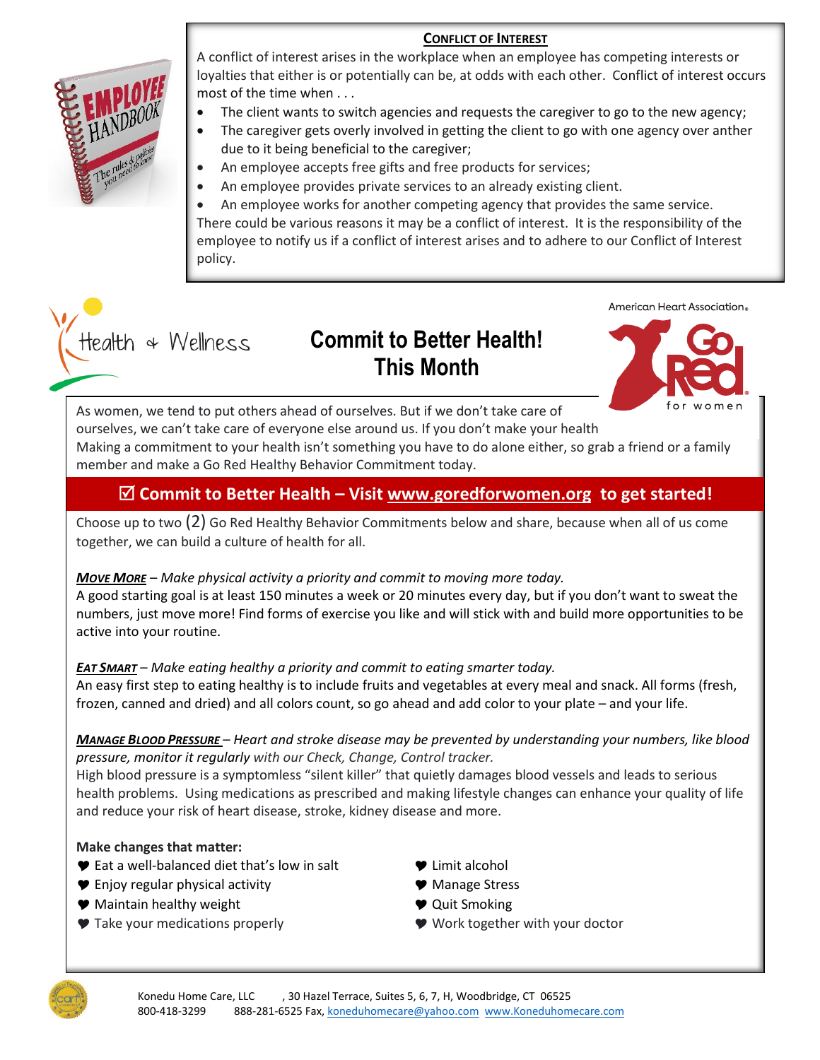## CONFLICT OF INTEREST

A conflict of interest arises in the workplace when an employee has competing interests or loyalties that either is or potentially can be, at odds with each other. Conflict of interest occurs most of the time when . . .

- The client wants to switch agencies and requests the caregiver to go to the new agency;
- The caregiver gets overly involved in getting the client to go with one agency over anther due to it being beneficial to the caregiver;
- An employee accepts free gifts and free products for services;
- An employee provides private services to an already existing client.
- An employee works for another competing agency that provides the same service.

There could be various reasons it may be a conflict of interest. It is the responsibility of the employee to notify us if a conflict of interest arises and to adhere to our Conflict of Interest policy.

Health & Wellness

American Heart Association

Go Red for women

# Commit to Better Health! This Month

As women, we tend to put others ahead of ourselves. But if we don't take care of ourselves, we can't take care of everyone else around us. If you don't make your health Making a commitment to your health isn't something you have to do alone either, so grab a friend or a family member and make a Go Red Healthy Behavior Commitment today.

## ☑ Commit to Better Health – Visit www.goredforwomen.org to get started!

Choose up to two (2) Go Red Healthy Behavior Commitments below and share, because when all of us come together, we can build a culture of health for all.

***Move More*** – *Make physical activity a priority and commit to moving more today.*
A good starting goal is at least 150 minutes a week or 20 minutes every day, but if you don't want to sweat the numbers, just move more! Find forms of exercise you like and will stick with and build more opportunities to be active into your routine.

***Eat Smart*** – *Make eating healthy a priority and commit to eating smarter today.*
An easy first step to eating healthy is to include fruits and vegetables at every meal and snack. All forms (fresh, frozen, canned and dried) and all colors count, so go ahead and add color to your plate – and your life.

***Manage Blood Pressure*** – *Heart and stroke disease may be prevented by understanding your numbers, like blood pressure, monitor it regularly with our Check, Change, Control tracker.*
High blood pressure is a symptomless "silent killer" that quietly damages blood vessels and leads to serious health problems. Using medications as prescribed and making lifestyle changes can enhance your quality of life and reduce your risk of heart disease, stroke, kidney disease and more.

**Make changes that matter:**

- Eat a well-balanced diet that's low in salt
- Enjoy regular physical activity
- Maintain healthy weight
- Take your medications properly
- Limit alcohol
- Manage Stress
- Quit Smoking
- Work together with your doctor

Konedu Home Care, LLC , 30 Hazel Terrace, Suites 5, 6, 7, H, Woodbridge, CT 06525
800-418-3299 888-281-6525 Fax, koneduhomecare@yahoo.com www.Koneduhomecare.com